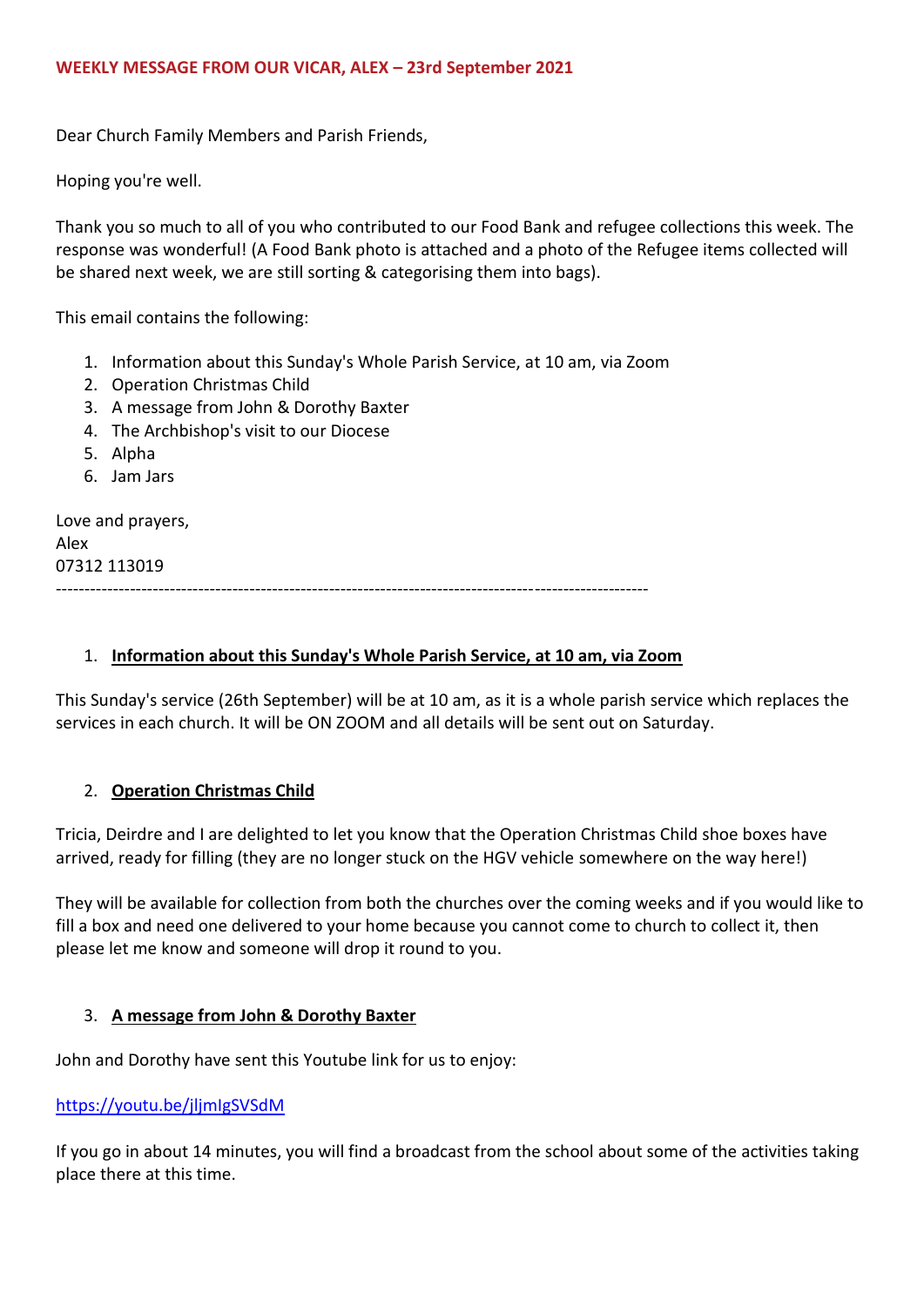**WEEKLY MESSAGE FROM OUR VICAR, ALEX – 23rd September 2021**

Dear Church Family Members and Parish Friends,

Hoping you're well.

Thank you so much to all of you who contributed to our Food Bank and refugee collections this week. The response was wonderful! (A Food Bank photo is attached and a photo of the Refugee items collected will be shared next week, we are still sorting & categorising them into bags).

This email contains the following:

1. Information about this Sunday's Whole Parish Service, at 10 am, via Zoom
2. Operation Christmas Child
3. A message from John & Dorothy Baxter
4. The Archbishop's visit to our Diocese
5. Alpha
6. Jam Jars

Love and prayers,
Alex
07312 113019

---

1. **Information about this Sunday's Whole Parish Service, at 10 am, via Zoom**

This Sunday's service (26th September) will be at 10 am, as it is a whole parish service which replaces the services in each church. It will be ON ZOOM and all details will be sent out on Saturday.

2. **Operation Christmas Child**

Tricia, Deirdre and I are delighted to let you know that the Operation Christmas Child shoe boxes have arrived, ready for filling (they are no longer stuck on the HGV vehicle somewhere on the way here!)

They will be available for collection from both the churches over the coming weeks and if you would like to fill a box and need one delivered to your home because you cannot come to church to collect it, then please let me know and someone will drop it round to you.

3. **A message from John & Dorothy Baxter**

John and Dorothy have sent this Youtube link for us to enjoy:

https://youtu.be/jljmIgSVSdM

If you go in about 14 minutes, you will find a broadcast from the school about some of the activities taking place there at this time.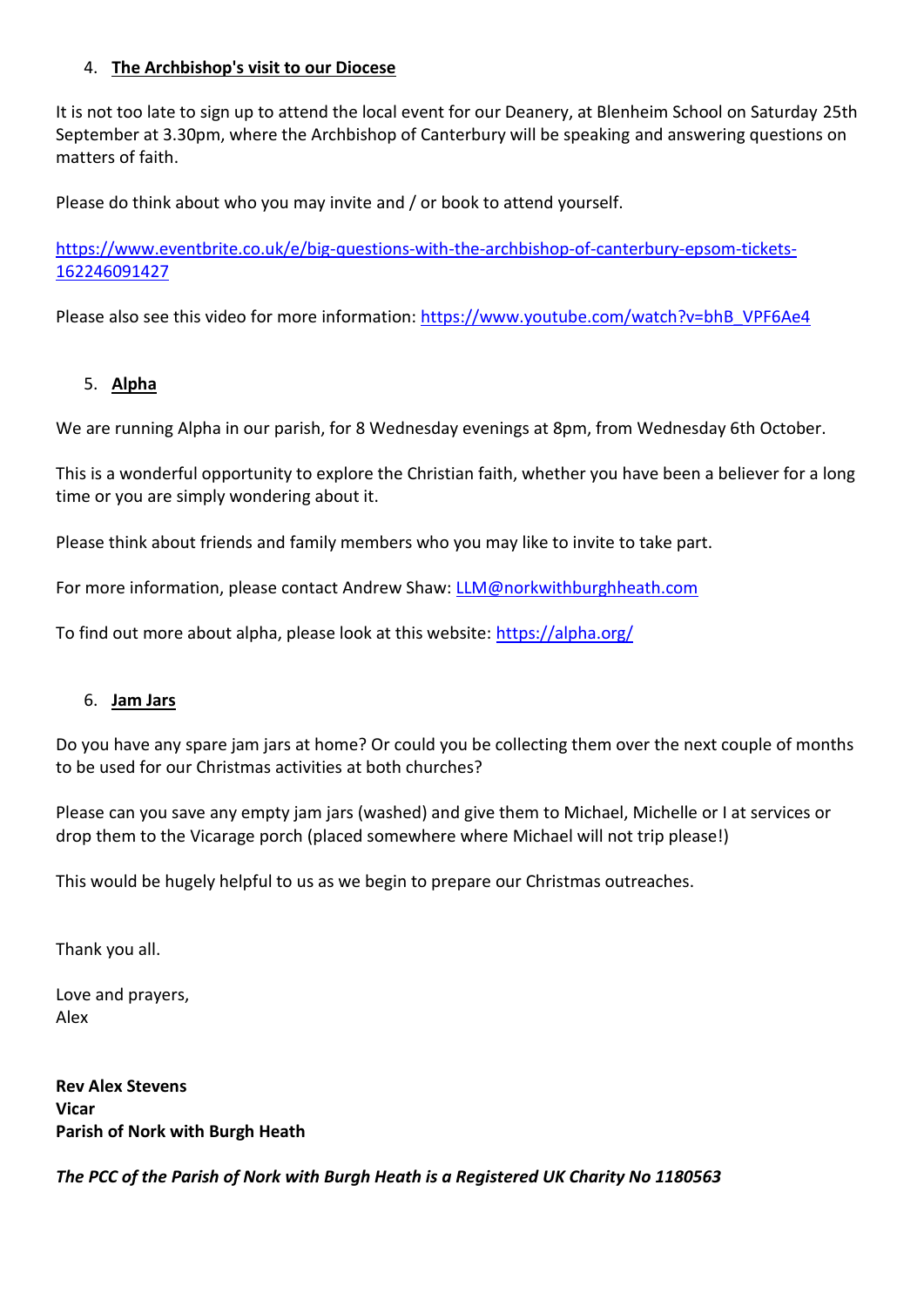4. **The Archbishop's visit to our Diocese**

It is not too late to sign up to attend the local event for our Deanery, at Blenheim School on Saturday 25th September at 3.30pm, where the Archbishop of Canterbury will be speaking and answering questions on matters of faith.

Please do think about who you may invite and / or book to attend yourself.

https://www.eventbrite.co.uk/e/big-questions-with-the-archbishop-of-canterbury-epsom-tickets-162246091427

Please also see this video for more information: https://www.youtube.com/watch?v=bhB_VPF6Ae4

5. **Alpha**

We are running Alpha in our parish, for 8 Wednesday evenings at 8pm, from Wednesday 6th October.

This is a wonderful opportunity to explore the Christian faith, whether you have been a believer for a long time or you are simply wondering about it.

Please think about friends and family members who you may like to invite to take part.

For more information, please contact Andrew Shaw: LLM@norkwithburghheath.com

To find out more about alpha, please look at this website: https://alpha.org/

6. **Jam Jars**

Do you have any spare jam jars at home? Or could you be collecting them over the next couple of months to be used for our Christmas activities at both churches?

Please can you save any empty jam jars (washed) and give them to Michael, Michelle or I at services or drop them to the Vicarage porch (placed somewhere where Michael will not trip please!)

This would be hugely helpful to us as we begin to prepare our Christmas outreaches.

Thank you all.

Love and prayers,
Alex

**Rev Alex Stevens**
**Vicar**
**Parish of Nork with Burgh Heath**

***The PCC of the Parish of Nork with Burgh Heath is a Registered UK Charity No 1180563***